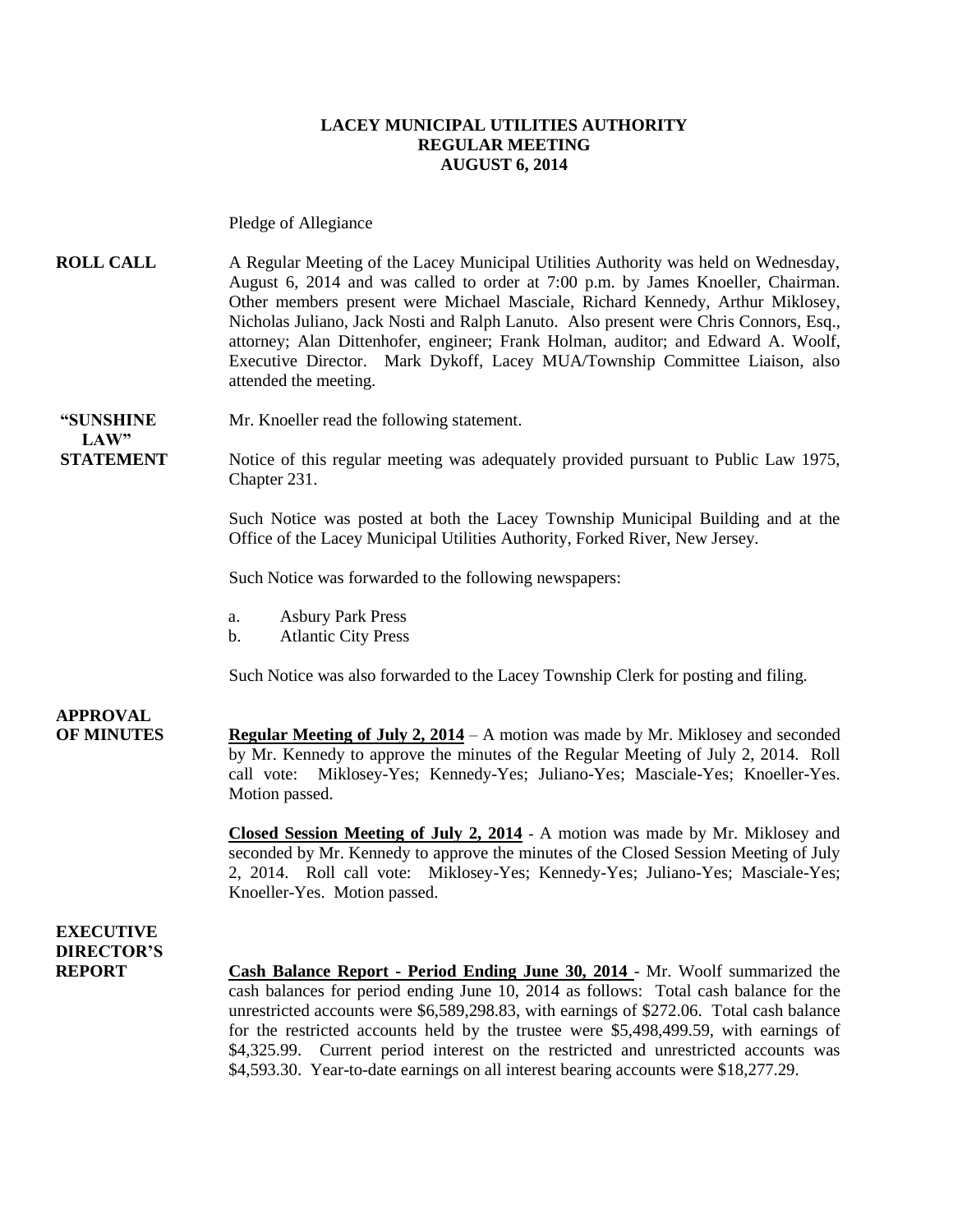# LACEY MUNICIPAL UTILITIES AUTHORITY
## REGULAR MEETING
## AUGUST 6, 2014

Pledge of Allegiance

**ROLL CALL**

A Regular Meeting of the Lacey Municipal Utilities Authority was held on Wednesday, August 6, 2014 and was called to order at 7:00 p.m. by James Knoeller, Chairman. Other members present were Michael Masciale, Richard Kennedy, Arthur Miklosey, Nicholas Juliano, Jack Nosti and Ralph Lanuto. Also present were Chris Connors, Esq., attorney; Alan Dittenhofer, engineer; Frank Holman, auditor; and Edward A. Woolf, Executive Director. Mark Dykoff, Lacey MUA/Township Committee Liaison, also attended the meeting.

**"SUNSHINE LAW" STATEMENT**

Mr. Knoeller read the following statement.

Notice of this regular meeting was adequately provided pursuant to Public Law 1975, Chapter 231.

Such Notice was posted at both the Lacey Township Municipal Building and at the Office of the Lacey Municipal Utilities Authority, Forked River, New Jersey.

Such Notice was forwarded to the following newspapers:

a. Asbury Park Press
b. Atlantic City Press

Such Notice was also forwarded to the Lacey Township Clerk for posting and filing.

**APPROVAL OF MINUTES**

**Regular Meeting of July 2, 2014** – A motion was made by Mr. Miklosey and seconded by Mr. Kennedy to approve the minutes of the Regular Meeting of July 2, 2014. Roll call vote: Miklosey-Yes; Kennedy-Yes; Juliano-Yes; Masciale-Yes; Knoeller-Yes. Motion passed.

**Closed Session Meeting of July 2, 2014** - A motion was made by Mr. Miklosey and seconded by Mr. Kennedy to approve the minutes of the Closed Session Meeting of July 2, 2014. Roll call vote: Miklosey-Yes; Kennedy-Yes; Juliano-Yes; Masciale-Yes; Knoeller-Yes. Motion passed.

**EXECUTIVE DIRECTOR'S REPORT**

**Cash Balance Report - Period Ending June 30, 2014** - Mr. Woolf summarized the cash balances for period ending June 10, 2014 as follows: Total cash balance for the unrestricted accounts were $6,589,298.83, with earnings of $272.06. Total cash balance for the restricted accounts held by the trustee were $5,498,499.59, with earnings of $4,325.99. Current period interest on the restricted and unrestricted accounts was $4,593.30. Year-to-date earnings on all interest bearing accounts were $18,277.29.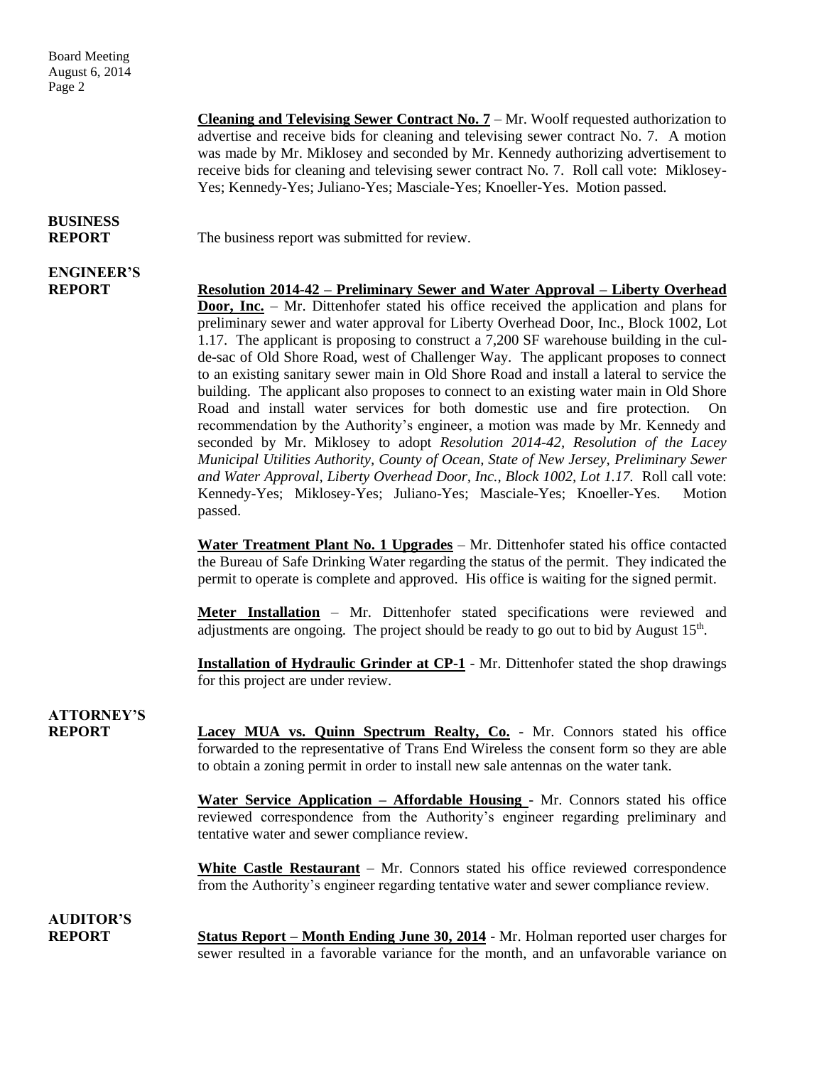**Cleaning and Televising Sewer Contract No. 7** – Mr. Woolf requested authorization to advertise and receive bids for cleaning and televising sewer contract No. 7. A motion was made by Mr. Miklosey and seconded by Mr. Kennedy authorizing advertisement to receive bids for cleaning and televising sewer contract No. 7. Roll call vote: Miklosey-Yes; Kennedy-Yes; Juliano-Yes; Masciale-Yes; Knoeller-Yes. Motion passed.

**BUSINESS REPORT**

The business report was submitted for review.

**ENGINEER'S REPORT**

**Resolution 2014-42 – Preliminary Sewer and Water Approval – Liberty Overhead Door, Inc.** – Mr. Dittenhofer stated his office received the application and plans for preliminary sewer and water approval for Liberty Overhead Door, Inc., Block 1002, Lot 1.17. The applicant is proposing to construct a 7,200 SF warehouse building in the cul-de-sac of Old Shore Road, west of Challenger Way. The applicant proposes to connect to an existing sanitary sewer main in Old Shore Road and install a lateral to service the building. The applicant also proposes to connect to an existing water main in Old Shore Road and install water services for both domestic use and fire protection. On recommendation by the Authority's engineer, a motion was made by Mr. Kennedy and seconded by Mr. Miklosey to adopt *Resolution 2014-42, Resolution of the Lacey Municipal Utilities Authority, County of Ocean, State of New Jersey, Preliminary Sewer and Water Approval, Liberty Overhead Door, Inc., Block 1002, Lot 1.17.* Roll call vote: Kennedy-Yes; Miklosey-Yes; Juliano-Yes; Masciale-Yes; Knoeller-Yes. Motion passed.

**Water Treatment Plant No. 1 Upgrades** – Mr. Dittenhofer stated his office contacted the Bureau of Safe Drinking Water regarding the status of the permit. They indicated the permit to operate is complete and approved. His office is waiting for the signed permit.

**Meter Installation** – Mr. Dittenhofer stated specifications were reviewed and adjustments are ongoing. The project should be ready to go out to bid by August 15th.

**Installation of Hydraulic Grinder at CP-1** - Mr. Dittenhofer stated the shop drawings for this project are under review.

**ATTORNEY'S REPORT**

**Lacey MUA vs. Quinn Spectrum Realty, Co.** - Mr. Connors stated his office forwarded to the representative of Trans End Wireless the consent form so they are able to obtain a zoning permit in order to install new sale antennas on the water tank.

**Water Service Application – Affordable Housing** - Mr. Connors stated his office reviewed correspondence from the Authority's engineer regarding preliminary and tentative water and sewer compliance review.

**White Castle Restaurant** – Mr. Connors stated his office reviewed correspondence from the Authority's engineer regarding tentative water and sewer compliance review.

**AUDITOR'S REPORT**

**Status Report – Month Ending June 30, 2014** - Mr. Holman reported user charges for sewer resulted in a favorable variance for the month, and an unfavorable variance on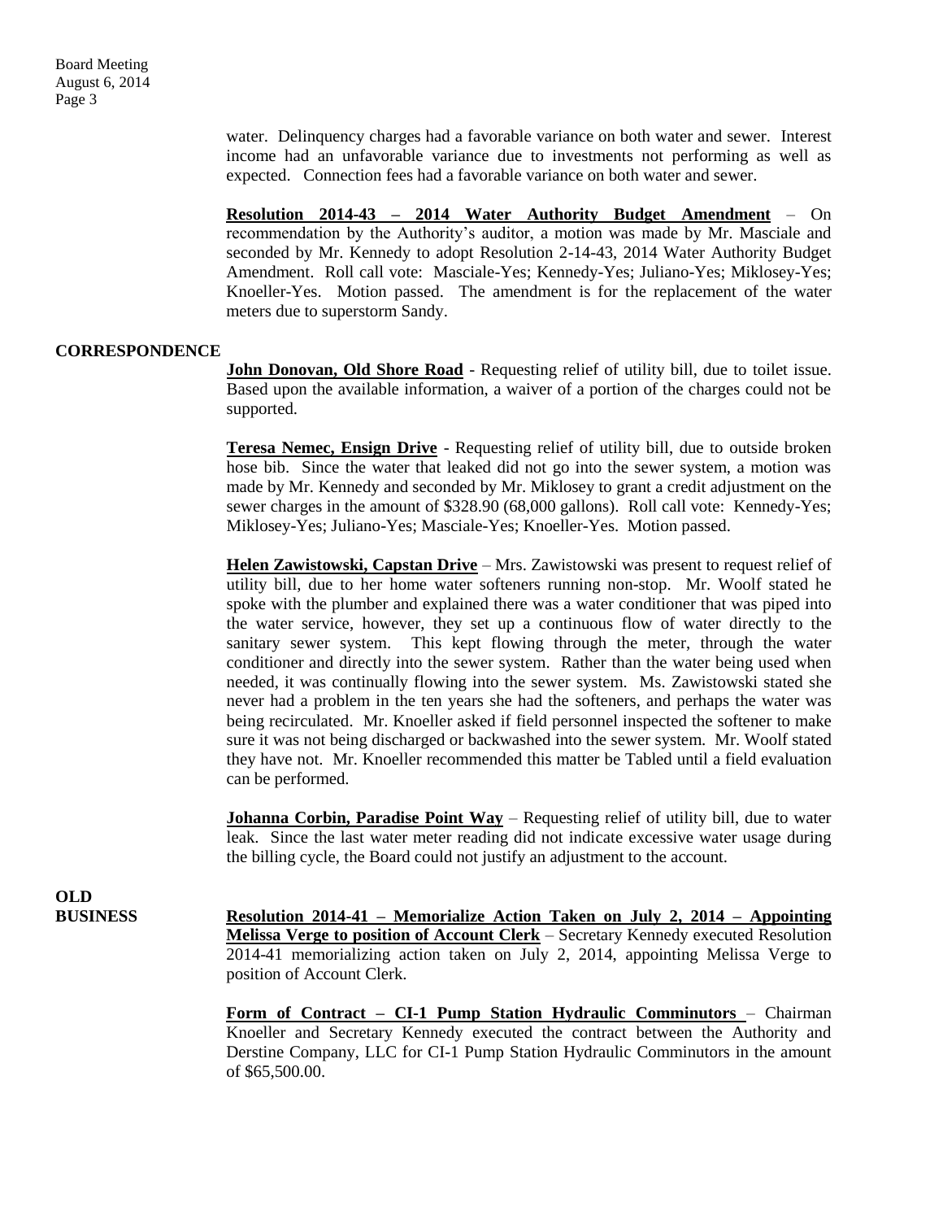water. Delinquency charges had a favorable variance on both water and sewer. Interest income had an unfavorable variance due to investments not performing as well as expected. Connection fees had a favorable variance on both water and sewer.

**Resolution 2014-43 – 2014 Water Authority Budget Amendment** – On recommendation by the Authority's auditor, a motion was made by Mr. Masciale and seconded by Mr. Kennedy to adopt Resolution 2-14-43, 2014 Water Authority Budget Amendment. Roll call vote: Masciale-Yes; Kennedy-Yes; Juliano-Yes; Miklosey-Yes; Knoeller-Yes. Motion passed. The amendment is for the replacement of the water meters due to superstorm Sandy.

## CORRESPONDENCE

**John Donovan, Old Shore Road** - Requesting relief of utility bill, due to toilet issue. Based upon the available information, a waiver of a portion of the charges could not be supported.

**Teresa Nemec, Ensign Drive** - Requesting relief of utility bill, due to outside broken hose bib. Since the water that leaked did not go into the sewer system, a motion was made by Mr. Kennedy and seconded by Mr. Miklosey to grant a credit adjustment on the sewer charges in the amount of $328.90 (68,000 gallons). Roll call vote: Kennedy-Yes; Miklosey-Yes; Juliano-Yes; Masciale-Yes; Knoeller-Yes. Motion passed.

**Helen Zawistowski, Capstan Drive** – Mrs. Zawistowski was present to request relief of utility bill, due to her home water softeners running non-stop. Mr. Woolf stated he spoke with the plumber and explained there was a water conditioner that was piped into the water service, however, they set up a continuous flow of water directly to the sanitary sewer system. This kept flowing through the meter, through the water conditioner and directly into the sewer system. Rather than the water being used when needed, it was continually flowing into the sewer system. Ms. Zawistowski stated she never had a problem in the ten years she had the softeners, and perhaps the water was being recirculated. Mr. Knoeller asked if field personnel inspected the softener to make sure it was not being discharged or backwashed into the sewer system. Mr. Woolf stated they have not. Mr. Knoeller recommended this matter be Tabled until a field evaluation can be performed.

**Johanna Corbin, Paradise Point Way** – Requesting relief of utility bill, due to water leak. Since the last water meter reading did not indicate excessive water usage during the billing cycle, the Board could not justify an adjustment to the account.

## OLD BUSINESS

**Resolution 2014-41 – Memorialize Action Taken on July 2, 2014 – Appointing Melissa Verge to position of Account Clerk** – Secretary Kennedy executed Resolution 2014-41 memorializing action taken on July 2, 2014, appointing Melissa Verge to position of Account Clerk.

**Form of Contract – CI-1 Pump Station Hydraulic Comminutors** – Chairman Knoeller and Secretary Kennedy executed the contract between the Authority and Derstine Company, LLC for CI-1 Pump Station Hydraulic Comminutors in the amount of $65,500.00.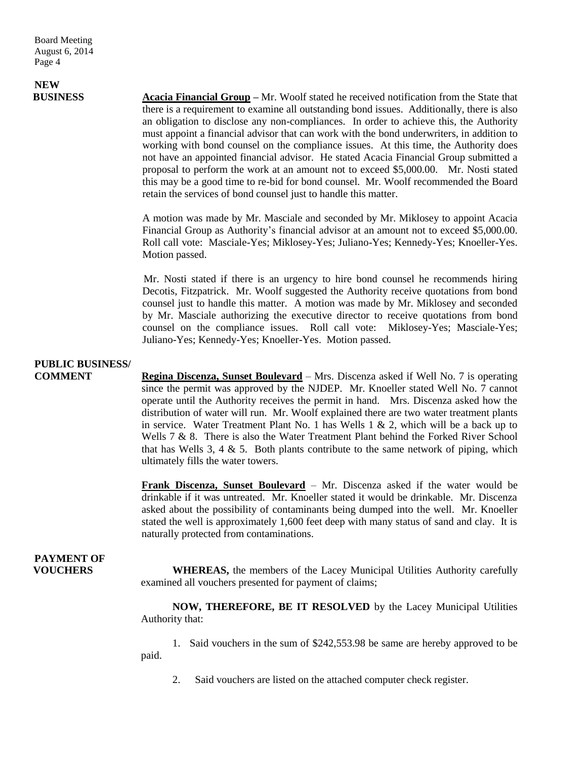**NEW BUSINESS**

**Acacia Financial Group** – Mr. Woolf stated he received notification from the State that there is a requirement to examine all outstanding bond issues. Additionally, there is also an obligation to disclose any non-compliances. In order to achieve this, the Authority must appoint a financial advisor that can work with the bond underwriters, in addition to working with bond counsel on the compliance issues. At this time, the Authority does not have an appointed financial advisor. He stated Acacia Financial Group submitted a proposal to perform the work at an amount not to exceed $5,000.00. Mr. Nosti stated this may be a good time to re-bid for bond counsel. Mr. Woolf recommended the Board retain the services of bond counsel just to handle this matter.

A motion was made by Mr. Masciale and seconded by Mr. Miklosey to appoint Acacia Financial Group as Authority's financial advisor at an amount not to exceed $5,000.00. Roll call vote: Masciale-Yes; Miklosey-Yes; Juliano-Yes; Kennedy-Yes; Knoeller-Yes. Motion passed.

Mr. Nosti stated if there is an urgency to hire bond counsel he recommends hiring Decotis, Fitzpatrick. Mr. Woolf suggested the Authority receive quotations from bond counsel just to handle this matter. A motion was made by Mr. Miklosey and seconded by Mr. Masciale authorizing the executive director to receive quotations from bond counsel on the compliance issues. Roll call vote: Miklosey-Yes; Masciale-Yes; Juliano-Yes; Kennedy-Yes; Knoeller-Yes. Motion passed.

**PUBLIC BUSINESS/ COMMENT**

**Regina Discenza, Sunset Boulevard** – Mrs. Discenza asked if Well No. 7 is operating since the permit was approved by the NJDEP. Mr. Knoeller stated Well No. 7 cannot operate until the Authority receives the permit in hand. Mrs. Discenza asked how the distribution of water will run. Mr. Woolf explained there are two water treatment plants in service. Water Treatment Plant No. 1 has Wells 1 & 2, which will be a back up to Wells 7 & 8. There is also the Water Treatment Plant behind the Forked River School that has Wells 3, 4 & 5. Both plants contribute to the same network of piping, which ultimately fills the water towers.

**Frank Discenza, Sunset Boulevard** – Mr. Discenza asked if the water would be drinkable if it was untreated. Mr. Knoeller stated it would be drinkable. Mr. Discenza asked about the possibility of contaminants being dumped into the well. Mr. Knoeller stated the well is approximately 1,600 feet deep with many status of sand and clay. It is naturally protected from contaminations.

**PAYMENT OF VOUCHERS**

**WHEREAS,** the members of the Lacey Municipal Utilities Authority carefully examined all vouchers presented for payment of claims;

**NOW, THEREFORE, BE IT RESOLVED** by the Lacey Municipal Utilities Authority that:

1. Said vouchers in the sum of $242,553.98 be same are hereby approved to be paid.

2. Said vouchers are listed on the attached computer check register.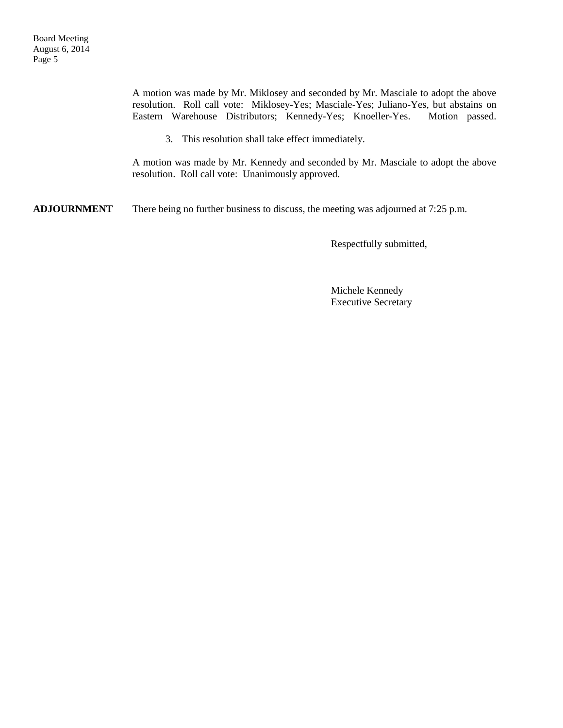A motion was made by Mr. Miklosey and seconded by Mr. Masciale to adopt the above resolution. Roll call vote: Miklosey-Yes; Masciale-Yes; Juliano-Yes, but abstains on Eastern Warehouse Distributors; Kennedy-Yes; Knoeller-Yes. Motion passed.

3. This resolution shall take effect immediately.

A motion was made by Mr. Kennedy and seconded by Mr. Masciale to adopt the above resolution. Roll call vote: Unanimously approved.

**ADJOURNMENT** There being no further business to discuss, the meeting was adjourned at 7:25 p.m.

Respectfully submitted,

Michele Kennedy
Executive Secretary